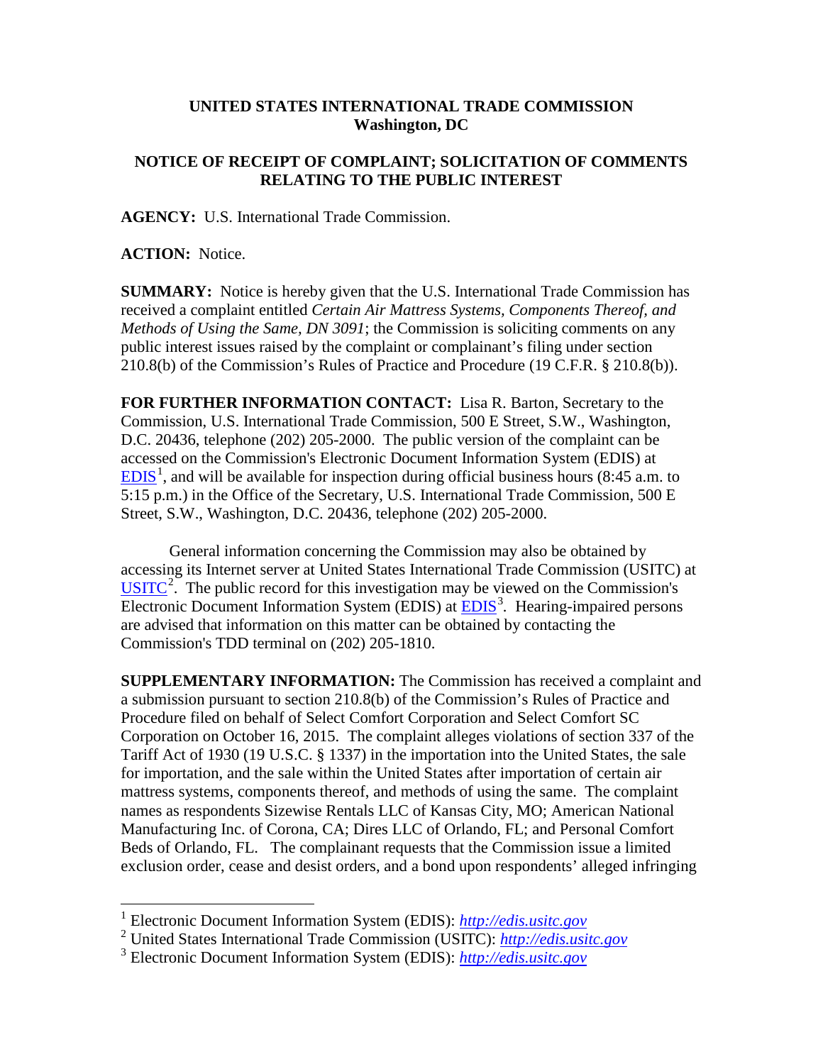**UNITED STATES INTERNATIONAL TRADE COMMISSION**
**Washington, DC**

**NOTICE OF RECEIPT OF COMPLAINT; SOLICITATION OF COMMENTS RELATING TO THE PUBLIC INTEREST**

**AGENCY:** U.S. International Trade Commission.

**ACTION:** Notice.

**SUMMARY:** Notice is hereby given that the U.S. International Trade Commission has received a complaint entitled *Certain Air Mattress Systems, Components Thereof, and Methods of Using the Same, DN 3091*; the Commission is soliciting comments on any public interest issues raised by the complaint or complainant's filing under section 210.8(b) of the Commission's Rules of Practice and Procedure (19 C.F.R. § 210.8(b)).

**FOR FURTHER INFORMATION CONTACT:** Lisa R. Barton, Secretary to the Commission, U.S. International Trade Commission, 500 E Street, S.W., Washington, D.C. 20436, telephone (202) 205-2000. The public version of the complaint can be accessed on the Commission's Electronic Document Information System (EDIS) at EDIS[1], and will be available for inspection during official business hours (8:45 a.m. to 5:15 p.m.) in the Office of the Secretary, U.S. International Trade Commission, 500 E Street, S.W., Washington, D.C. 20436, telephone (202) 205-2000.

General information concerning the Commission may also be obtained by accessing its Internet server at United States International Trade Commission (USITC) at USITC[2]. The public record for this investigation may be viewed on the Commission's Electronic Document Information System (EDIS) at EDIS[3]. Hearing-impaired persons are advised that information on this matter can be obtained by contacting the Commission's TDD terminal on (202) 205-1810.

**SUPPLEMENTARY INFORMATION:** The Commission has received a complaint and a submission pursuant to section 210.8(b) of the Commission's Rules of Practice and Procedure filed on behalf of Select Comfort Corporation and Select Comfort SC Corporation on October 16, 2015. The complaint alleges violations of section 337 of the Tariff Act of 1930 (19 U.S.C. § 1337) in the importation into the United States, the sale for importation, and the sale within the United States after importation of certain air mattress systems, components thereof, and methods of using the same. The complaint names as respondents Sizewise Rentals LLC of Kansas City, MO; American National Manufacturing Inc. of Corona, CA; Dires LLC of Orlando, FL; and Personal Comfort Beds of Orlando, FL. The complainant requests that the Commission issue a limited exclusion order, cease and desist orders, and a bond upon respondents' alleged infringing

---

[1] Electronic Document Information System (EDIS): *http://edis.usitc.gov*

[2] United States International Trade Commission (USITC): *http://edis.usitc.gov*

[3] Electronic Document Information System (EDIS): *http://edis.usitc.gov*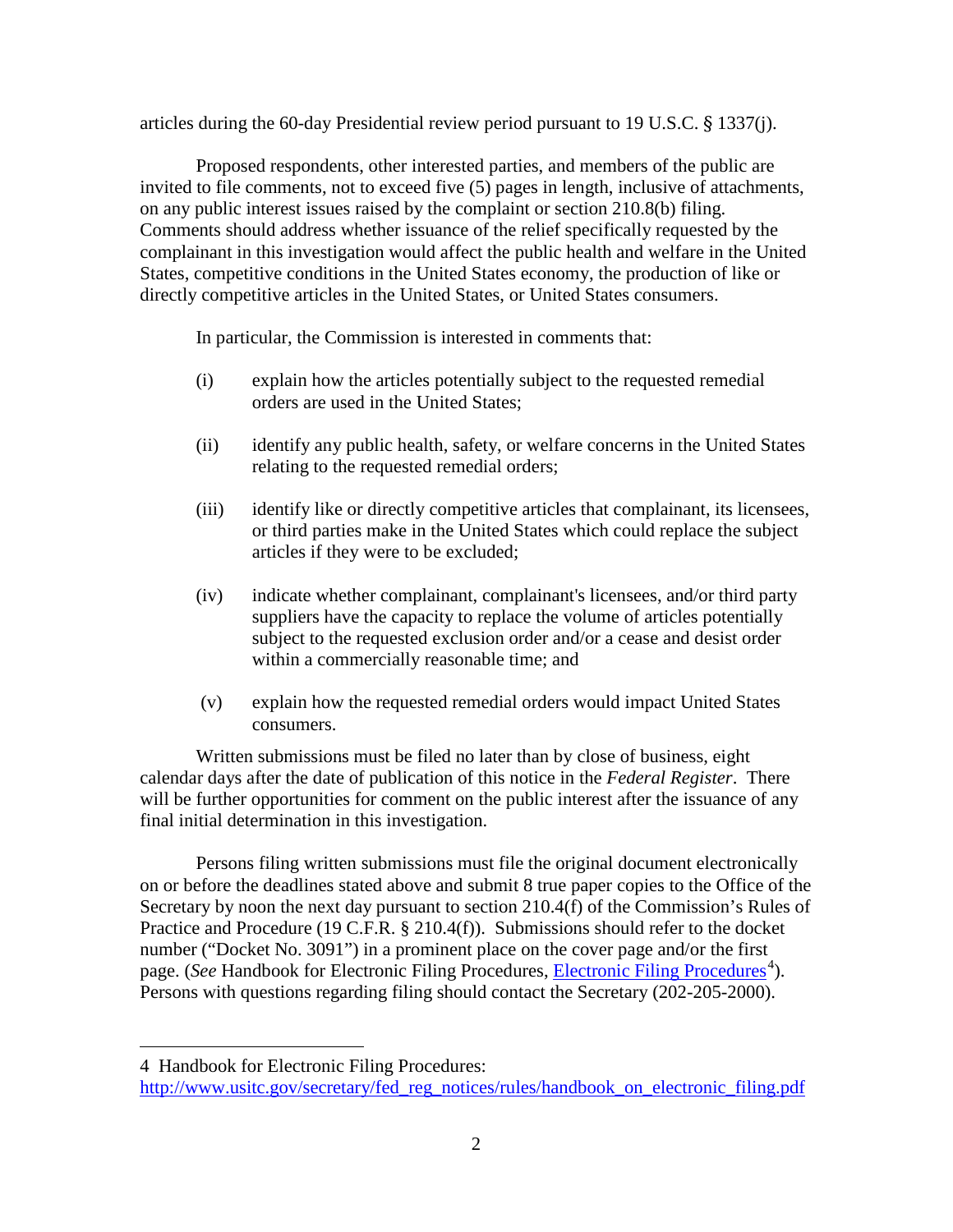articles during the 60-day Presidential review period pursuant to 19 U.S.C. § 1337(j).

Proposed respondents, other interested parties, and members of the public are invited to file comments, not to exceed five (5) pages in length, inclusive of attachments, on any public interest issues raised by the complaint or section 210.8(b) filing. Comments should address whether issuance of the relief specifically requested by the complainant in this investigation would affect the public health and welfare in the United States, competitive conditions in the United States economy, the production of like or directly competitive articles in the United States, or United States consumers.

In particular, the Commission is interested in comments that:

(i) explain how the articles potentially subject to the requested remedial orders are used in the United States;

(ii) identify any public health, safety, or welfare concerns in the United States relating to the requested remedial orders;

(iii) identify like or directly competitive articles that complainant, its licensees, or third parties make in the United States which could replace the subject articles if they were to be excluded;

(iv) indicate whether complainant, complainant's licensees, and/or third party suppliers have the capacity to replace the volume of articles potentially subject to the requested exclusion order and/or a cease and desist order within a commercially reasonable time; and

(v) explain how the requested remedial orders would impact United States consumers.

Written submissions must be filed no later than by close of business, eight calendar days after the date of publication of this notice in the *Federal Register*. There will be further opportunities for comment on the public interest after the issuance of any final initial determination in this investigation.

Persons filing written submissions must file the original document electronically on or before the deadlines stated above and submit 8 true paper copies to the Office of the Secretary by noon the next day pursuant to section 210.4(f) of the Commission's Rules of Practice and Procedure (19 C.F.R. § 210.4(f)). Submissions should refer to the docket number ("Docket No. 3091") in a prominent place on the cover page and/or the first page. (*See* Handbook for Electronic Filing Procedures, Electronic Filing Procedures[4]). Persons with questions regarding filing should contact the Secretary (202-205-2000).

---

4 Handbook for Electronic Filing Procedures: http://www.usitc.gov/secretary/fed_reg_notices/rules/handbook_on_electronic_filing.pdf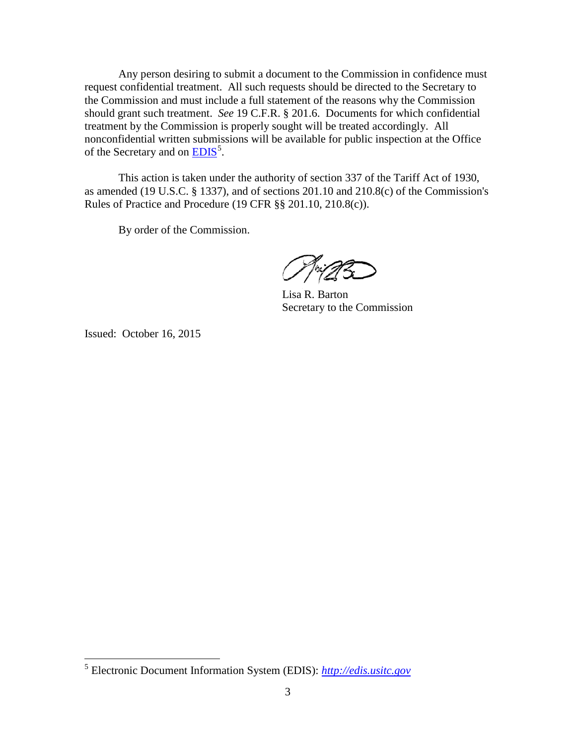Any person desiring to submit a document to the Commission in confidence must request confidential treatment. All such requests should be directed to the Secretary to the Commission and must include a full statement of the reasons why the Commission should grant such treatment. *See* 19 C.F.R. § 201.6. Documents for which confidential treatment by the Commission is properly sought will be treated accordingly. All nonconfidential written submissions will be available for public inspection at the Office of the Secretary and on EDIS[5].

This action is taken under the authority of section 337 of the Tariff Act of 1930, as amended (19 U.S.C. § 1337), and of sections 201.10 and 210.8(c) of the Commission's Rules of Practice and Procedure (19 CFR §§ 201.10, 210.8(c)).

By order of the Commission.

Lisa R. Barton
Secretary to the Commission

Issued: October 16, 2015

---

[5] Electronic Document Information System (EDIS): *http://edis.usitc.gov*